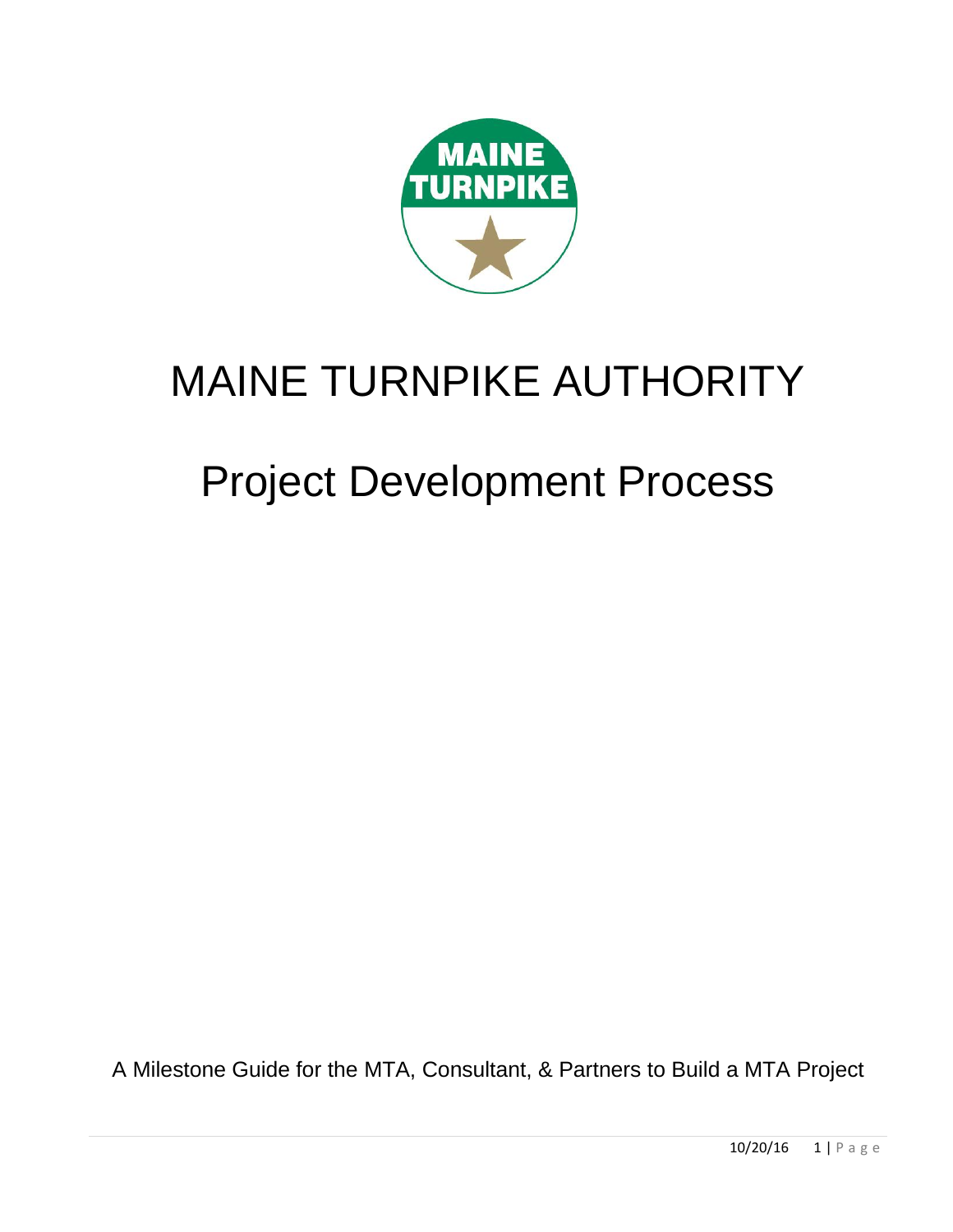# MAINE TURNPIKE AUTHORITY

# Project Development Process

A Milestone Guide for the MTA, Consultant, & Partners to Build a MTA Project

10/20/16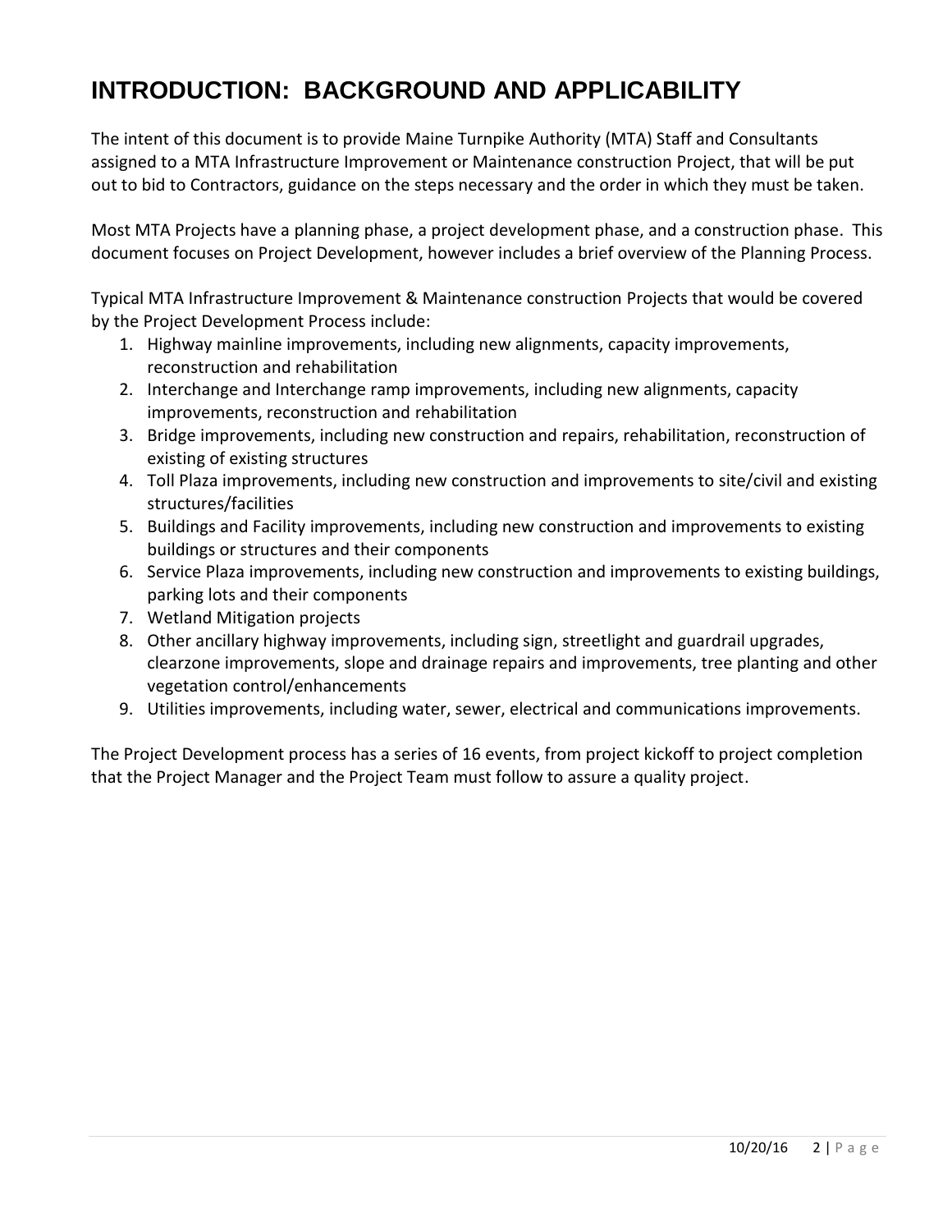# INTRODUCTION: BACKGROUND AND APPLICABILITY

The intent of this document is to provide Maine Turnpike Authority (MTA) Staff and Consultants assigned to a MTA Infrastructure Improvement or Maintenance construction Project, that will be put out to bid to Contractors, guidance on the steps necessary and the order in which they must be taken.

Most MTA Projects have a planning phase, a project development phase, and a construction phase. This document focuses on Project Development, however includes a brief overview of the Planning Process.

Typical MTA Infrastructure Improvement & Maintenance construction Projects that would be covered by the Project Development Process include:

1. Highway mainline improvements, including new alignments, capacity improvements, reconstruction and rehabilitation
2. Interchange and Interchange ramp improvements, including new alignments, capacity improvements, reconstruction and rehabilitation
3. Bridge improvements, including new construction and repairs, rehabilitation, reconstruction of existing of existing structures
4. Toll Plaza improvements, including new construction and improvements to site/civil and existing structures/facilities
5. Buildings and Facility improvements, including new construction and improvements to existing buildings or structures and their components
6. Service Plaza improvements, including new construction and improvements to existing buildings, parking lots and their components
7. Wetland Mitigation projects
8. Other ancillary highway improvements, including sign, streetlight and guardrail upgrades, clearzone improvements, slope and drainage repairs and improvements, tree planting and other vegetation control/enhancements
9. Utilities improvements, including water, sewer, electrical and communications improvements.

The Project Development process has a series of 16 events, from project kickoff to project completion that the Project Manager and the Project Team must follow to assure a quality project.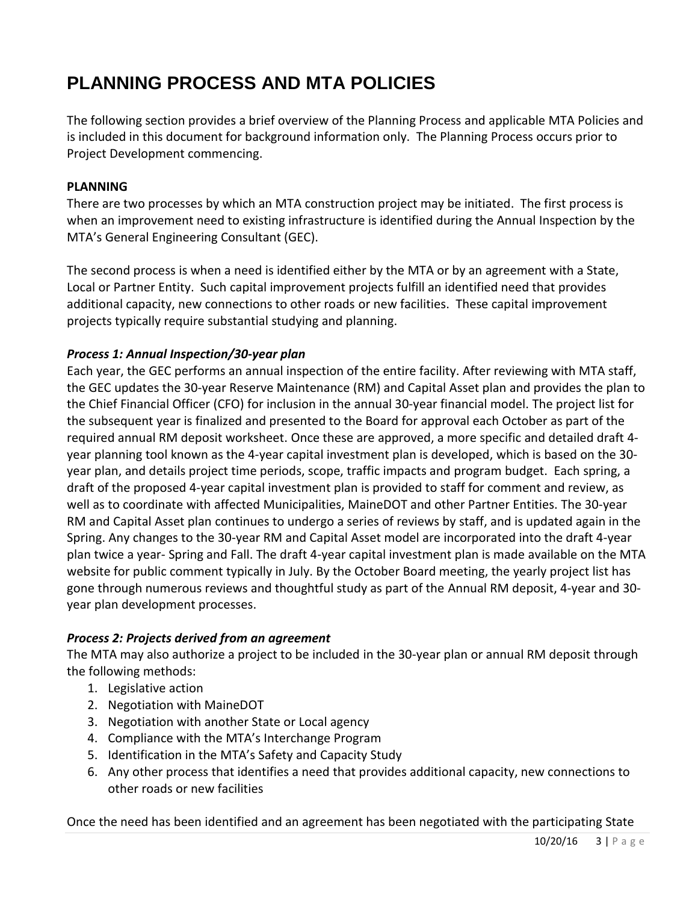# PLANNING PROCESS AND MTA POLICIES

The following section provides a brief overview of the Planning Process and applicable MTA Policies and is included in this document for background information only. The Planning Process occurs prior to Project Development commencing.

**PLANNING**

There are two processes by which an MTA construction project may be initiated. The first process is when an improvement need to existing infrastructure is identified during the Annual Inspection by the MTA's General Engineering Consultant (GEC).

The second process is when a need is identified either by the MTA or by an agreement with a State, Local or Partner Entity. Such capital improvement projects fulfill an identified need that provides additional capacity, new connections to other roads or new facilities. These capital improvement projects typically require substantial studying and planning.

***Process 1: Annual Inspection/30-year plan***

Each year, the GEC performs an annual inspection of the entire facility. After reviewing with MTA staff, the GEC updates the 30-year Reserve Maintenance (RM) and Capital Asset plan and provides the plan to the Chief Financial Officer (CFO) for inclusion in the annual 30-year financial model. The project list for the subsequent year is finalized and presented to the Board for approval each October as part of the required annual RM deposit worksheet. Once these are approved, a more specific and detailed draft 4-year planning tool known as the 4-year capital investment plan is developed, which is based on the 30-year plan, and details project time periods, scope, traffic impacts and program budget. Each spring, a draft of the proposed 4-year capital investment plan is provided to staff for comment and review, as well as to coordinate with affected Municipalities, MaineDOT and other Partner Entities. The 30-year RM and Capital Asset plan continues to undergo a series of reviews by staff, and is updated again in the Spring. Any changes to the 30-year RM and Capital Asset model are incorporated into the draft 4-year plan twice a year- Spring and Fall. The draft 4-year capital investment plan is made available on the MTA website for public comment typically in July. By the October Board meeting, the yearly project list has gone through numerous reviews and thoughtful study as part of the Annual RM deposit, 4-year and 30-year plan development processes.

***Process 2: Projects derived from an agreement***

The MTA may also authorize a project to be included in the 30-year plan or annual RM deposit through the following methods:

1. Legislative action
2. Negotiation with MaineDOT
3. Negotiation with another State or Local agency
4. Compliance with the MTA's Interchange Program
5. Identification in the MTA's Safety and Capacity Study
6. Any other process that identifies a need that provides additional capacity, new connections to other roads or new facilities

Once the need has been identified and an agreement has been negotiated with the participating State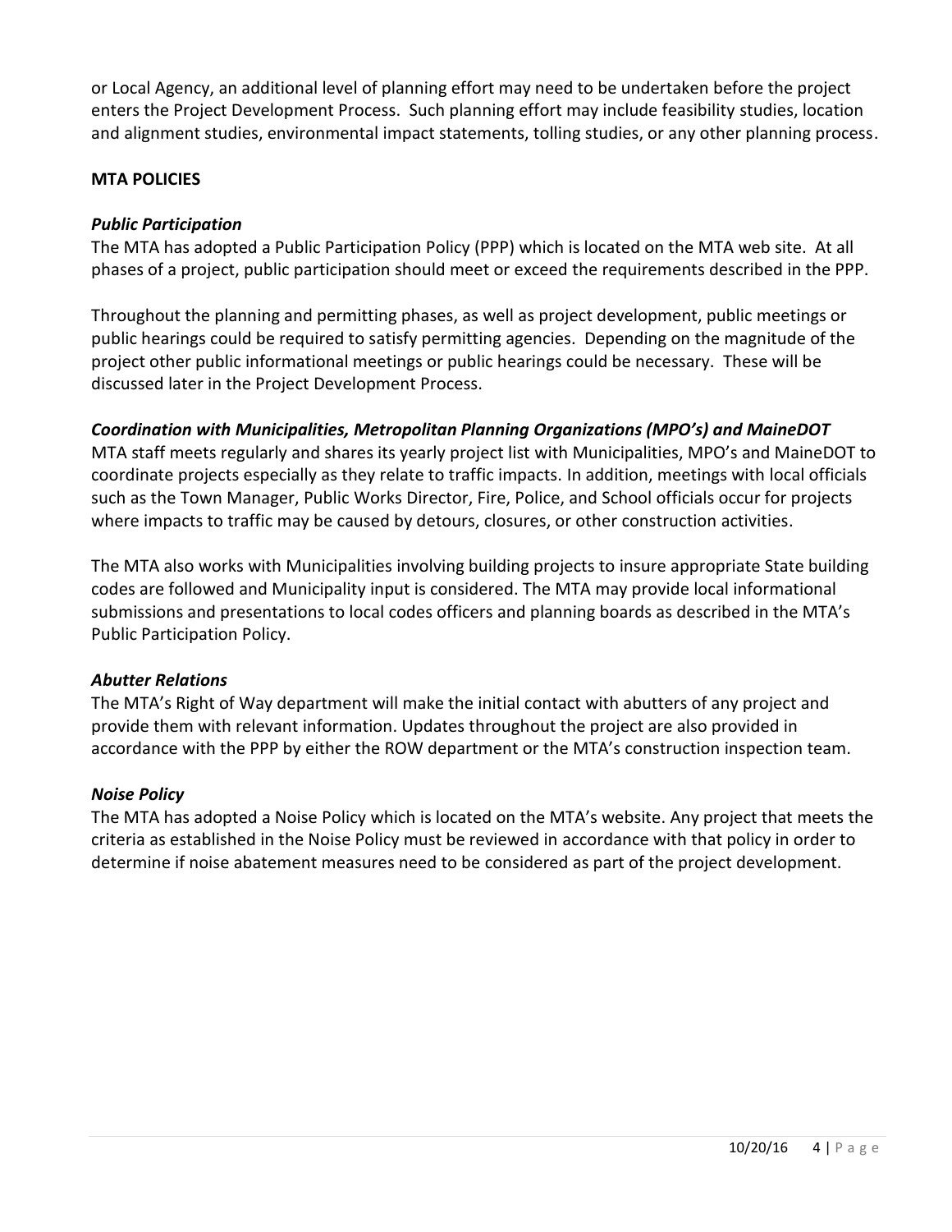or Local Agency, an additional level of planning effort may need to be undertaken before the project enters the Project Development Process. Such planning effort may include feasibility studies, location and alignment studies, environmental impact statements, tolling studies, or any other planning process.

## MTA POLICIES

### *Public Participation*

The MTA has adopted a Public Participation Policy (PPP) which is located on the MTA web site. At all phases of a project, public participation should meet or exceed the requirements described in the PPP.

Throughout the planning and permitting phases, as well as project development, public meetings or public hearings could be required to satisfy permitting agencies. Depending on the magnitude of the project other public informational meetings or public hearings could be necessary. These will be discussed later in the Project Development Process.

### *Coordination with Municipalities, Metropolitan Planning Organizations (MPO's) and MaineDOT*

MTA staff meets regularly and shares its yearly project list with Municipalities, MPO's and MaineDOT to coordinate projects especially as they relate to traffic impacts. In addition, meetings with local officials such as the Town Manager, Public Works Director, Fire, Police, and School officials occur for projects where impacts to traffic may be caused by detours, closures, or other construction activities.

The MTA also works with Municipalities involving building projects to insure appropriate State building codes are followed and Municipality input is considered. The MTA may provide local informational submissions and presentations to local codes officers and planning boards as described in the MTA's Public Participation Policy.

### *Abutter Relations*

The MTA's Right of Way department will make the initial contact with abutters of any project and provide them with relevant information. Updates throughout the project are also provided in accordance with the PPP by either the ROW department or the MTA's construction inspection team.

### *Noise Policy*

The MTA has adopted a Noise Policy which is located on the MTA's website. Any project that meets the criteria as established in the Noise Policy must be reviewed in accordance with that policy in order to determine if noise abatement measures need to be considered as part of the project development.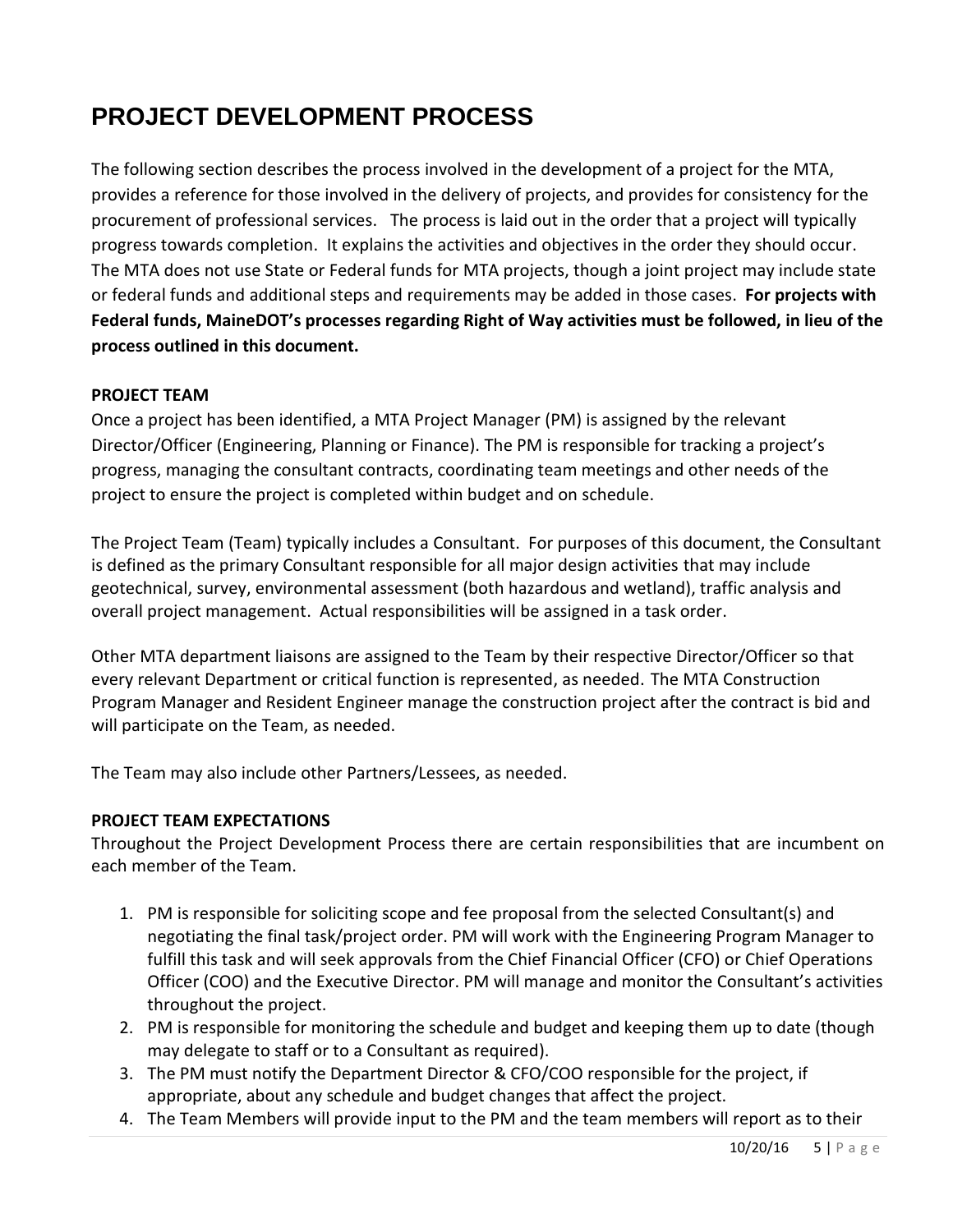# PROJECT DEVELOPMENT PROCESS

The following section describes the process involved in the development of a project for the MTA, provides a reference for those involved in the delivery of projects, and provides for consistency for the procurement of professional services. The process is laid out in the order that a project will typically progress towards completion. It explains the activities and objectives in the order they should occur. The MTA does not use State or Federal funds for MTA projects, though a joint project may include state or federal funds and additional steps and requirements may be added in those cases. **For projects with Federal funds, MaineDOT's processes regarding Right of Way activities must be followed, in lieu of the process outlined in this document.**

**PROJECT TEAM**

Once a project has been identified, a MTA Project Manager (PM) is assigned by the relevant Director/Officer (Engineering, Planning or Finance). The PM is responsible for tracking a project's progress, managing the consultant contracts, coordinating team meetings and other needs of the project to ensure the project is completed within budget and on schedule.

The Project Team (Team) typically includes a Consultant. For purposes of this document, the Consultant is defined as the primary Consultant responsible for all major design activities that may include geotechnical, survey, environmental assessment (both hazardous and wetland), traffic analysis and overall project management. Actual responsibilities will be assigned in a task order.

Other MTA department liaisons are assigned to the Team by their respective Director/Officer so that every relevant Department or critical function is represented, as needed. The MTA Construction Program Manager and Resident Engineer manage the construction project after the contract is bid and will participate on the Team, as needed.

The Team may also include other Partners/Lessees, as needed.

**PROJECT TEAM EXPECTATIONS**

Throughout the Project Development Process there are certain responsibilities that are incumbent on each member of the Team.

1. PM is responsible for soliciting scope and fee proposal from the selected Consultant(s) and negotiating the final task/project order. PM will work with the Engineering Program Manager to fulfill this task and will seek approvals from the Chief Financial Officer (CFO) or Chief Operations Officer (COO) and the Executive Director. PM will manage and monitor the Consultant's activities throughout the project.
2. PM is responsible for monitoring the schedule and budget and keeping them up to date (though may delegate to staff or to a Consultant as required).
3. The PM must notify the Department Director & CFO/COO responsible for the project, if appropriate, about any schedule and budget changes that affect the project.
4. The Team Members will provide input to the PM and the team members will report as to their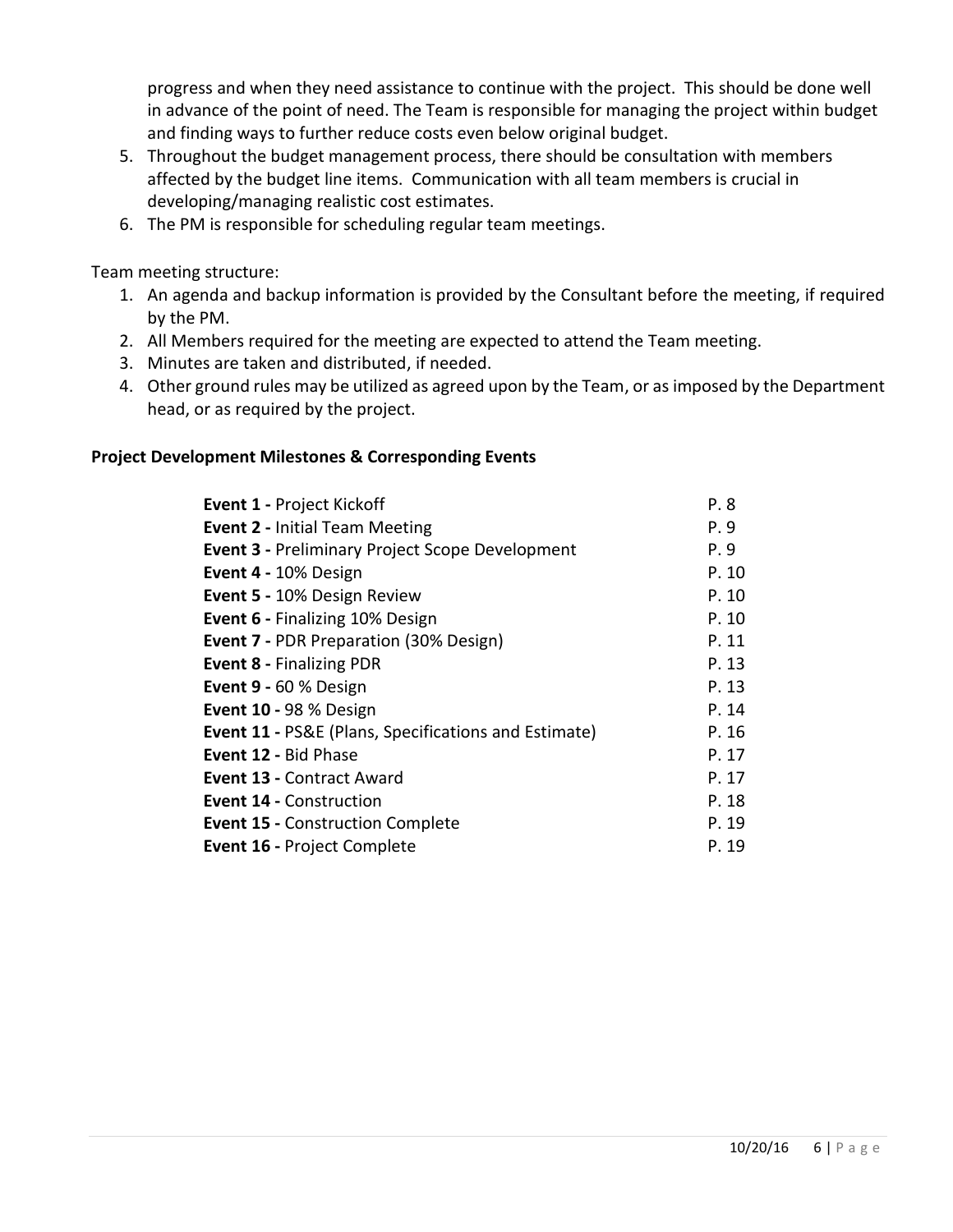progress and when they need assistance to continue with the project. This should be done well in advance of the point of need. The Team is responsible for managing the project within budget and finding ways to further reduce costs even below original budget.

5. Throughout the budget management process, there should be consultation with members affected by the budget line items. Communication with all team members is crucial in developing/managing realistic cost estimates.
6. The PM is responsible for scheduling regular team meetings.

Team meeting structure:

1. An agenda and backup information is provided by the Consultant before the meeting, if required by the PM.
2. All Members required for the meeting are expected to attend the Team meeting.
3. Minutes are taken and distributed, if needed.
4. Other ground rules may be utilized as agreed upon by the Team, or as imposed by the Department head, or as required by the project.

**Project Development Milestones & Corresponding Events**

| | |
|---|---|
| **Event 1 -** Project Kickoff | P. 8 |
| **Event 2 -** Initial Team Meeting | P. 9 |
| **Event 3 -** Preliminary Project Scope Development | P. 9 |
| **Event 4 -** 10% Design | P. 10 |
| **Event 5 -** 10% Design Review | P. 10 |
| **Event 6 -** Finalizing 10% Design | P. 10 |
| **Event 7 -** PDR Preparation (30% Design) | P. 11 |
| **Event 8 -** Finalizing PDR | P. 13 |
| **Event 9 -** 60 % Design | P. 13 |
| **Event 10 -** 98 % Design | P. 14 |
| **Event 11 -** PS&E (Plans, Specifications and Estimate) | P. 16 |
| **Event 12 -** Bid Phase | P. 17 |
| **Event 13 -** Contract Award | P. 17 |
| **Event 14 -** Construction | P. 18 |
| **Event 15 -** Construction Complete | P. 19 |
| **Event 16 -** Project Complete | P. 19 |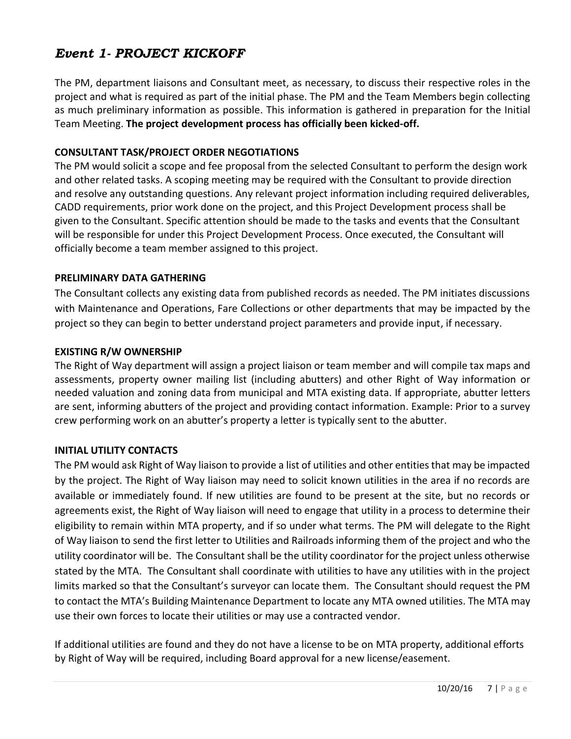## *Event 1- PROJECT KICKOFF*

The PM, department liaisons and Consultant meet, as necessary, to discuss their respective roles in the project and what is required as part of the initial phase. The PM and the Team Members begin collecting as much preliminary information as possible. This information is gathered in preparation for the Initial Team Meeting. **The project development process has officially been kicked-off.**

### CONSULTANT TASK/PROJECT ORDER NEGOTIATIONS

The PM would solicit a scope and fee proposal from the selected Consultant to perform the design work and other related tasks. A scoping meeting may be required with the Consultant to provide direction and resolve any outstanding questions. Any relevant project information including required deliverables, CADD requirements, prior work done on the project, and this Project Development process shall be given to the Consultant. Specific attention should be made to the tasks and events that the Consultant will be responsible for under this Project Development Process. Once executed, the Consultant will officially become a team member assigned to this project.

### PRELIMINARY DATA GATHERING

The Consultant collects any existing data from published records as needed. The PM initiates discussions with Maintenance and Operations, Fare Collections or other departments that may be impacted by the project so they can begin to better understand project parameters and provide input, if necessary.

### EXISTING R/W OWNERSHIP

The Right of Way department will assign a project liaison or team member and will compile tax maps and assessments, property owner mailing list (including abutters) and other Right of Way information or needed valuation and zoning data from municipal and MTA existing data. If appropriate, abutter letters are sent, informing abutters of the project and providing contact information. Example: Prior to a survey crew performing work on an abutter's property a letter is typically sent to the abutter.

### INITIAL UTILITY CONTACTS

The PM would ask Right of Way liaison to provide a list of utilities and other entities that may be impacted by the project. The Right of Way liaison may need to solicit known utilities in the area if no records are available or immediately found. If new utilities are found to be present at the site, but no records or agreements exist, the Right of Way liaison will need to engage that utility in a process to determine their eligibility to remain within MTA property, and if so under what terms. The PM will delegate to the Right of Way liaison to send the first letter to Utilities and Railroads informing them of the project and who the utility coordinator will be. The Consultant shall be the utility coordinator for the project unless otherwise stated by the MTA. The Consultant shall coordinate with utilities to have any utilities with in the project limits marked so that the Consultant's surveyor can locate them. The Consultant should request the PM to contact the MTA's Building Maintenance Department to locate any MTA owned utilities. The MTA may use their own forces to locate their utilities or may use a contracted vendor.

If additional utilities are found and they do not have a license to be on MTA property, additional efforts by Right of Way will be required, including Board approval for a new license/easement.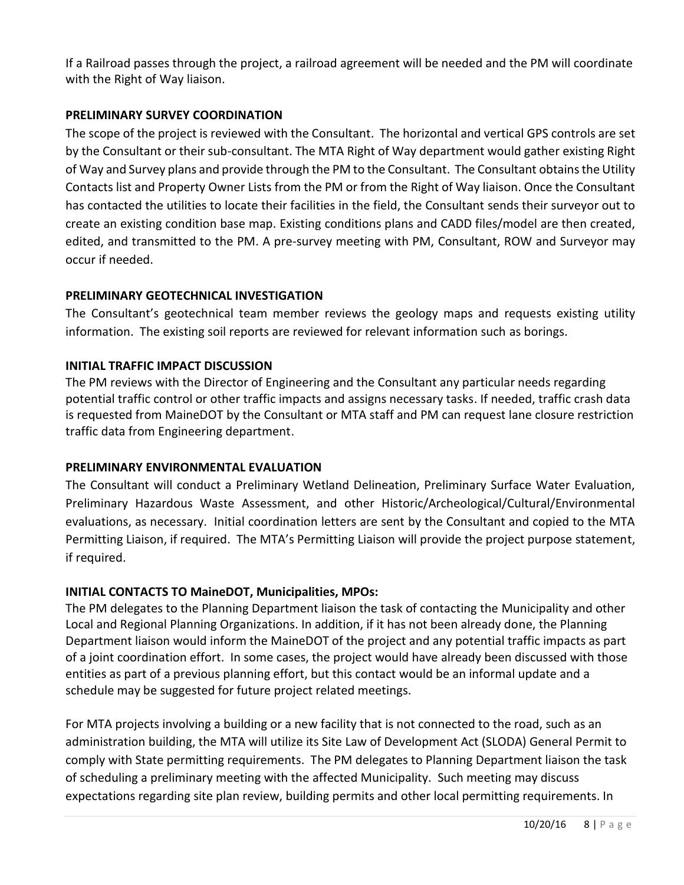If a Railroad passes through the project, a railroad agreement will be needed and the PM will coordinate with the Right of Way liaison.

**PRELIMINARY SURVEY COORDINATION**

The scope of the project is reviewed with the Consultant. The horizontal and vertical GPS controls are set by the Consultant or their sub-consultant. The MTA Right of Way department would gather existing Right of Way and Survey plans and provide through the PM to the Consultant. The Consultant obtains the Utility Contacts list and Property Owner Lists from the PM or from the Right of Way liaison. Once the Consultant has contacted the utilities to locate their facilities in the field, the Consultant sends their surveyor out to create an existing condition base map. Existing conditions plans and CADD files/model are then created, edited, and transmitted to the PM. A pre-survey meeting with PM, Consultant, ROW and Surveyor may occur if needed.

**PRELIMINARY GEOTECHNICAL INVESTIGATION**

The Consultant's geotechnical team member reviews the geology maps and requests existing utility information. The existing soil reports are reviewed for relevant information such as borings.

**INITIAL TRAFFIC IMPACT DISCUSSION**

The PM reviews with the Director of Engineering and the Consultant any particular needs regarding potential traffic control or other traffic impacts and assigns necessary tasks. If needed, traffic crash data is requested from MaineDOT by the Consultant or MTA staff and PM can request lane closure restriction traffic data from Engineering department.

**PRELIMINARY ENVIRONMENTAL EVALUATION**

The Consultant will conduct a Preliminary Wetland Delineation, Preliminary Surface Water Evaluation, Preliminary Hazardous Waste Assessment, and other Historic/Archeological/Cultural/Environmental evaluations, as necessary. Initial coordination letters are sent by the Consultant and copied to the MTA Permitting Liaison, if required. The MTA's Permitting Liaison will provide the project purpose statement, if required.

**INITIAL CONTACTS TO MaineDOT, Municipalities, MPOs:**

The PM delegates to the Planning Department liaison the task of contacting the Municipality and other Local and Regional Planning Organizations. In addition, if it has not been already done, the Planning Department liaison would inform the MaineDOT of the project and any potential traffic impacts as part of a joint coordination effort. In some cases, the project would have already been discussed with those entities as part of a previous planning effort, but this contact would be an informal update and a schedule may be suggested for future project related meetings.

For MTA projects involving a building or a new facility that is not connected to the road, such as an administration building, the MTA will utilize its Site Law of Development Act (SLODA) General Permit to comply with State permitting requirements. The PM delegates to Planning Department liaison the task of scheduling a preliminary meeting with the affected Municipality. Such meeting may discuss expectations regarding site plan review, building permits and other local permitting requirements. In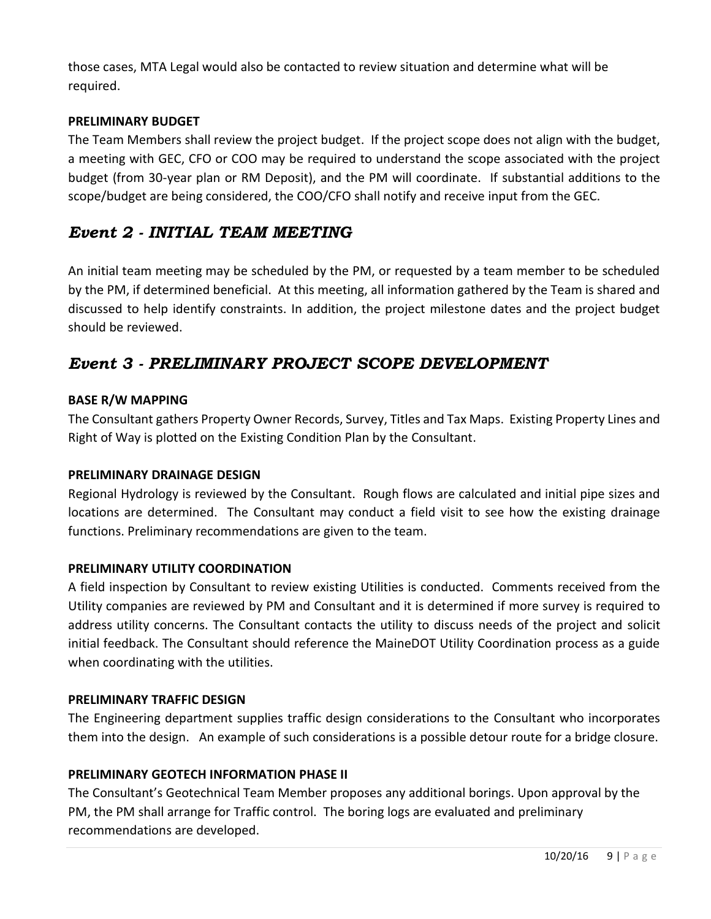those cases, MTA Legal would also be contacted to review situation and determine what will be required.

**PRELIMINARY BUDGET**

The Team Members shall review the project budget. If the project scope does not align with the budget, a meeting with GEC, CFO or COO may be required to understand the scope associated with the project budget (from 30-year plan or RM Deposit), and the PM will coordinate. If substantial additions to the scope/budget are being considered, the COO/CFO shall notify and receive input from the GEC.

## *Event 2 - INITIAL TEAM MEETING*

An initial team meeting may be scheduled by the PM, or requested by a team member to be scheduled by the PM, if determined beneficial. At this meeting, all information gathered by the Team is shared and discussed to help identify constraints. In addition, the project milestone dates and the project budget should be reviewed.

## *Event 3 - PRELIMINARY PROJECT SCOPE DEVELOPMENT*

**BASE R/W MAPPING**

The Consultant gathers Property Owner Records, Survey, Titles and Tax Maps. Existing Property Lines and Right of Way is plotted on the Existing Condition Plan by the Consultant.

**PRELIMINARY DRAINAGE DESIGN**

Regional Hydrology is reviewed by the Consultant. Rough flows are calculated and initial pipe sizes and locations are determined. The Consultant may conduct a field visit to see how the existing drainage functions. Preliminary recommendations are given to the team.

**PRELIMINARY UTILITY COORDINATION**

A field inspection by Consultant to review existing Utilities is conducted. Comments received from the Utility companies are reviewed by PM and Consultant and it is determined if more survey is required to address utility concerns. The Consultant contacts the utility to discuss needs of the project and solicit initial feedback. The Consultant should reference the MaineDOT Utility Coordination process as a guide when coordinating with the utilities.

**PRELIMINARY TRAFFIC DESIGN**

The Engineering department supplies traffic design considerations to the Consultant who incorporates them into the design. An example of such considerations is a possible detour route for a bridge closure.

**PRELIMINARY GEOTECH INFORMATION PHASE II**

The Consultant's Geotechnical Team Member proposes any additional borings. Upon approval by the PM, the PM shall arrange for Traffic control. The boring logs are evaluated and preliminary recommendations are developed.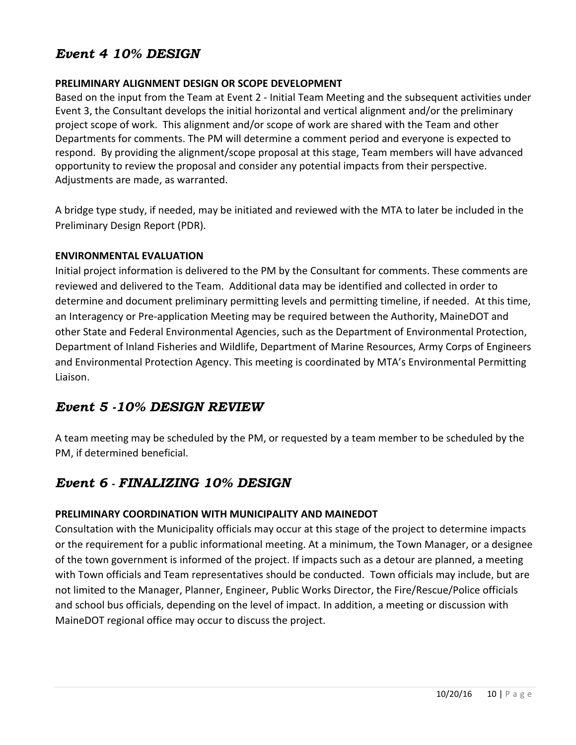## *Event 4 10% DESIGN*

**PRELIMINARY ALIGNMENT DESIGN OR SCOPE DEVELOPMENT**

Based on the input from the Team at Event 2 - Initial Team Meeting and the subsequent activities under Event 3, the Consultant develops the initial horizontal and vertical alignment and/or the preliminary project scope of work. This alignment and/or scope of work are shared with the Team and other Departments for comments. The PM will determine a comment period and everyone is expected to respond. By providing the alignment/scope proposal at this stage, Team members will have advanced opportunity to review the proposal and consider any potential impacts from their perspective. Adjustments are made, as warranted.

A bridge type study, if needed, may be initiated and reviewed with the MTA to later be included in the Preliminary Design Report (PDR).

**ENVIRONMENTAL EVALUATION**

Initial project information is delivered to the PM by the Consultant for comments. These comments are reviewed and delivered to the Team. Additional data may be identified and collected in order to determine and document preliminary permitting levels and permitting timeline, if needed. At this time, an Interagency or Pre-application Meeting may be required between the Authority, MaineDOT and other State and Federal Environmental Agencies, such as the Department of Environmental Protection, Department of Inland Fisheries and Wildlife, Department of Marine Resources, Army Corps of Engineers and Environmental Protection Agency. This meeting is coordinated by MTA's Environmental Permitting Liaison.

## *Event 5 -10% DESIGN REVIEW*

A team meeting may be scheduled by the PM, or requested by a team member to be scheduled by the PM, if determined beneficial.

## *Event 6 - FINALIZING 10% DESIGN*

**PRELIMINARY COORDINATION WITH MUNICIPALITY AND MAINEDOT**

Consultation with the Municipality officials may occur at this stage of the project to determine impacts or the requirement for a public informational meeting. At a minimum, the Town Manager, or a designee of the town government is informed of the project. If impacts such as a detour are planned, a meeting with Town officials and Team representatives should be conducted. Town officials may include, but are not limited to the Manager, Planner, Engineer, Public Works Director, the Fire/Rescue/Police officials and school bus officials, depending on the level of impact. In addition, a meeting or discussion with MaineDOT regional office may occur to discuss the project.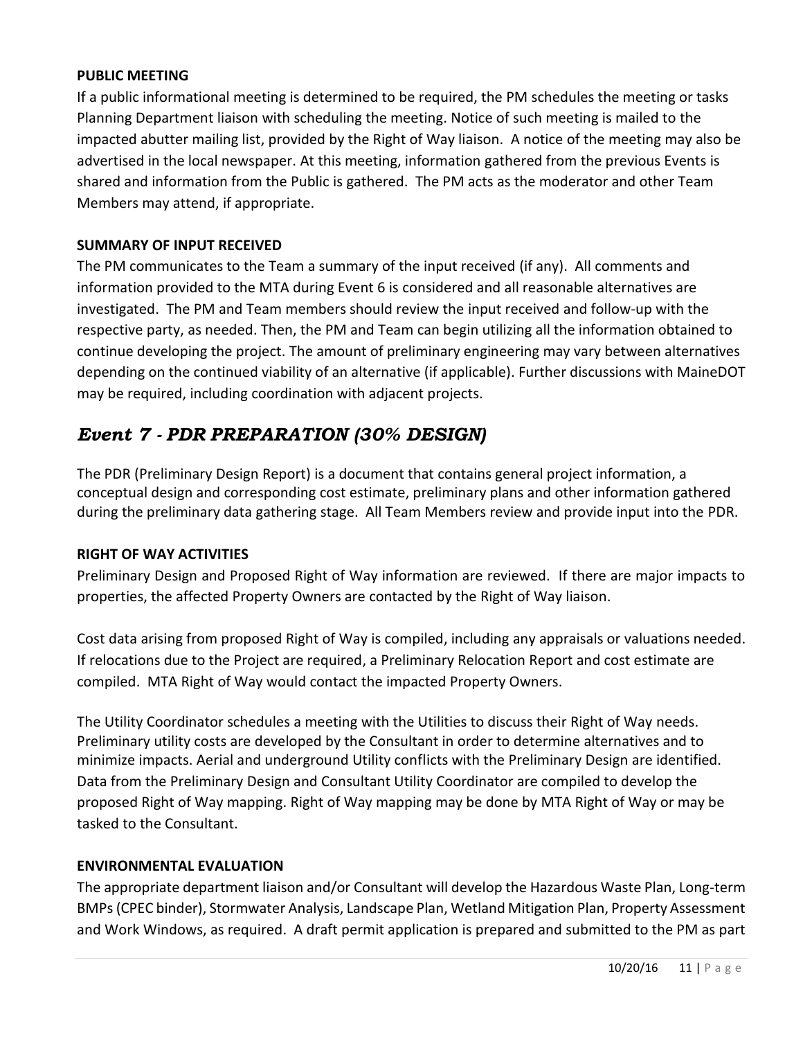**PUBLIC MEETING**

If a public informational meeting is determined to be required, the PM schedules the meeting or tasks Planning Department liaison with scheduling the meeting. Notice of such meeting is mailed to the impacted abutter mailing list, provided by the Right of Way liaison. A notice of the meeting may also be advertised in the local newspaper. At this meeting, information gathered from the previous Events is shared and information from the Public is gathered. The PM acts as the moderator and other Team Members may attend, if appropriate.

**SUMMARY OF INPUT RECEIVED**

The PM communicates to the Team a summary of the input received (if any). All comments and information provided to the MTA during Event 6 is considered and all reasonable alternatives are investigated. The PM and Team members should review the input received and follow-up with the respective party, as needed. Then, the PM and Team can begin utilizing all the information obtained to continue developing the project. The amount of preliminary engineering may vary between alternatives depending on the continued viability of an alternative (if applicable). Further discussions with MaineDOT may be required, including coordination with adjacent projects.

## *Event 7 - PDR PREPARATION (30% DESIGN)*

The PDR (Preliminary Design Report) is a document that contains general project information, a conceptual design and corresponding cost estimate, preliminary plans and other information gathered during the preliminary data gathering stage. All Team Members review and provide input into the PDR.

**RIGHT OF WAY ACTIVITIES**

Preliminary Design and Proposed Right of Way information are reviewed. If there are major impacts to properties, the affected Property Owners are contacted by the Right of Way liaison.

Cost data arising from proposed Right of Way is compiled, including any appraisals or valuations needed. If relocations due to the Project are required, a Preliminary Relocation Report and cost estimate are compiled. MTA Right of Way would contact the impacted Property Owners.

The Utility Coordinator schedules a meeting with the Utilities to discuss their Right of Way needs. Preliminary utility costs are developed by the Consultant in order to determine alternatives and to minimize impacts. Aerial and underground Utility conflicts with the Preliminary Design are identified. Data from the Preliminary Design and Consultant Utility Coordinator are compiled to develop the proposed Right of Way mapping. Right of Way mapping may be done by MTA Right of Way or may be tasked to the Consultant.

**ENVIRONMENTAL EVALUATION**

The appropriate department liaison and/or Consultant will develop the Hazardous Waste Plan, Long-term BMPs (CPEC binder), Stormwater Analysis, Landscape Plan, Wetland Mitigation Plan, Property Assessment and Work Windows, as required. A draft permit application is prepared and submitted to the PM as part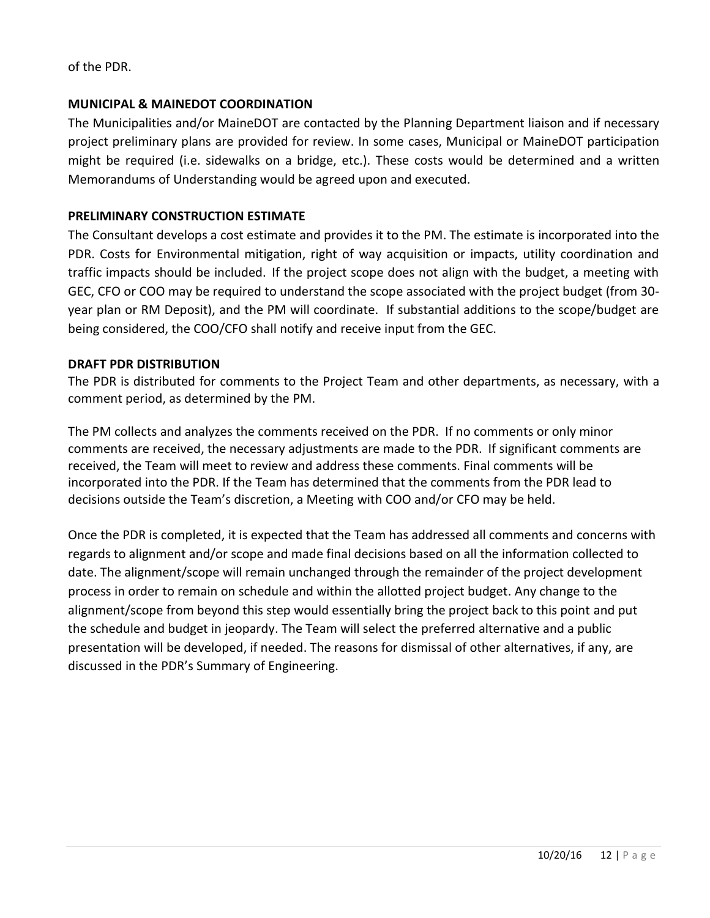of the PDR.

**MUNICIPAL & MAINEDOT COORDINATION**

The Municipalities and/or MaineDOT are contacted by the Planning Department liaison and if necessary project preliminary plans are provided for review. In some cases, Municipal or MaineDOT participation might be required (i.e. sidewalks on a bridge, etc.). These costs would be determined and a written Memorandums of Understanding would be agreed upon and executed.

**PRELIMINARY CONSTRUCTION ESTIMATE**

The Consultant develops a cost estimate and provides it to the PM. The estimate is incorporated into the PDR. Costs for Environmental mitigation, right of way acquisition or impacts, utility coordination and traffic impacts should be included. If the project scope does not align with the budget, a meeting with GEC, CFO or COO may be required to understand the scope associated with the project budget (from 30-year plan or RM Deposit), and the PM will coordinate. If substantial additions to the scope/budget are being considered, the COO/CFO shall notify and receive input from the GEC.

**DRAFT PDR DISTRIBUTION**

The PDR is distributed for comments to the Project Team and other departments, as necessary, with a comment period, as determined by the PM.

The PM collects and analyzes the comments received on the PDR. If no comments or only minor comments are received, the necessary adjustments are made to the PDR. If significant comments are received, the Team will meet to review and address these comments. Final comments will be incorporated into the PDR. If the Team has determined that the comments from the PDR lead to decisions outside the Team's discretion, a Meeting with COO and/or CFO may be held.

Once the PDR is completed, it is expected that the Team has addressed all comments and concerns with regards to alignment and/or scope and made final decisions based on all the information collected to date. The alignment/scope will remain unchanged through the remainder of the project development process in order to remain on schedule and within the allotted project budget. Any change to the alignment/scope from beyond this step would essentially bring the project back to this point and put the schedule and budget in jeopardy. The Team will select the preferred alternative and a public presentation will be developed, if needed. The reasons for dismissal of other alternatives, if any, are discussed in the PDR's Summary of Engineering.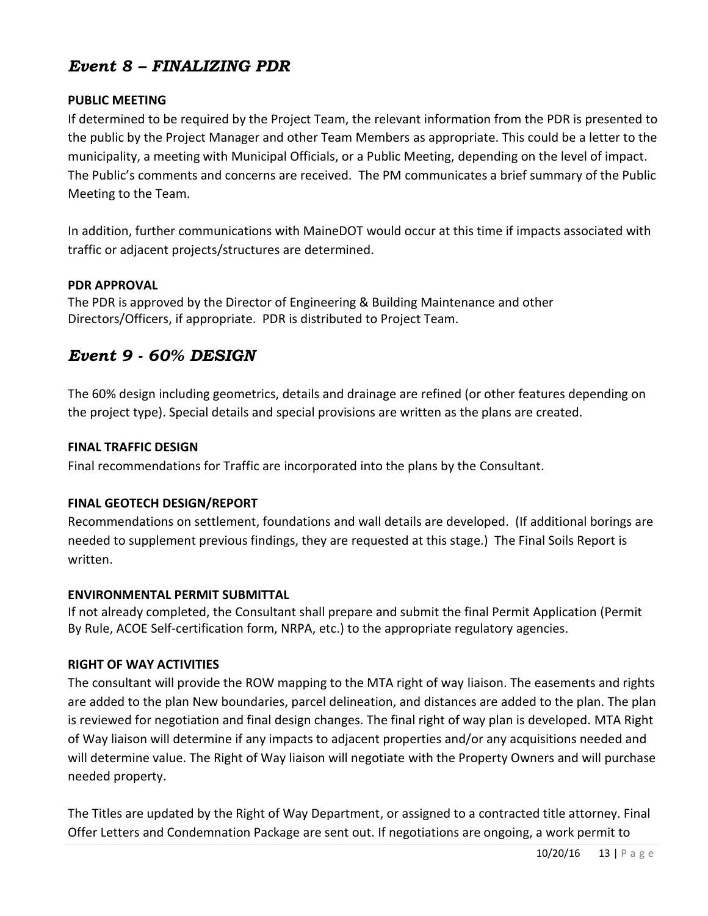## *Event 8 – FINALIZING PDR*

**PUBLIC MEETING**

If determined to be required by the Project Team, the relevant information from the PDR is presented to the public by the Project Manager and other Team Members as appropriate. This could be a letter to the municipality, a meeting with Municipal Officials, or a Public Meeting, depending on the level of impact. The Public's comments and concerns are received. The PM communicates a brief summary of the Public Meeting to the Team.

In addition, further communications with MaineDOT would occur at this time if impacts associated with traffic or adjacent projects/structures are determined.

**PDR APPROVAL**

The PDR is approved by the Director of Engineering & Building Maintenance and other Directors/Officers, if appropriate. PDR is distributed to Project Team.

## *Event 9 - 60% DESIGN*

The 60% design including geometrics, details and drainage are refined (or other features depending on the project type). Special details and special provisions are written as the plans are created.

**FINAL TRAFFIC DESIGN**

Final recommendations for Traffic are incorporated into the plans by the Consultant.

**FINAL GEOTECH DESIGN/REPORT**

Recommendations on settlement, foundations and wall details are developed. (If additional borings are needed to supplement previous findings, they are requested at this stage.) The Final Soils Report is written.

**ENVIRONMENTAL PERMIT SUBMITTAL**

If not already completed, the Consultant shall prepare and submit the final Permit Application (Permit By Rule, ACOE Self-certification form, NRPA, etc.) to the appropriate regulatory agencies.

**RIGHT OF WAY ACTIVITIES**

The consultant will provide the ROW mapping to the MTA right of way liaison. The easements and rights are added to the plan New boundaries, parcel delineation, and distances are added to the plan. The plan is reviewed for negotiation and final design changes. The final right of way plan is developed. MTA Right of Way liaison will determine if any impacts to adjacent properties and/or any acquisitions needed and will determine value. The Right of Way liaison will negotiate with the Property Owners and will purchase needed property.

The Titles are updated by the Right of Way Department, or assigned to a contracted title attorney. Final Offer Letters and Condemnation Package are sent out. If negotiations are ongoing, a work permit to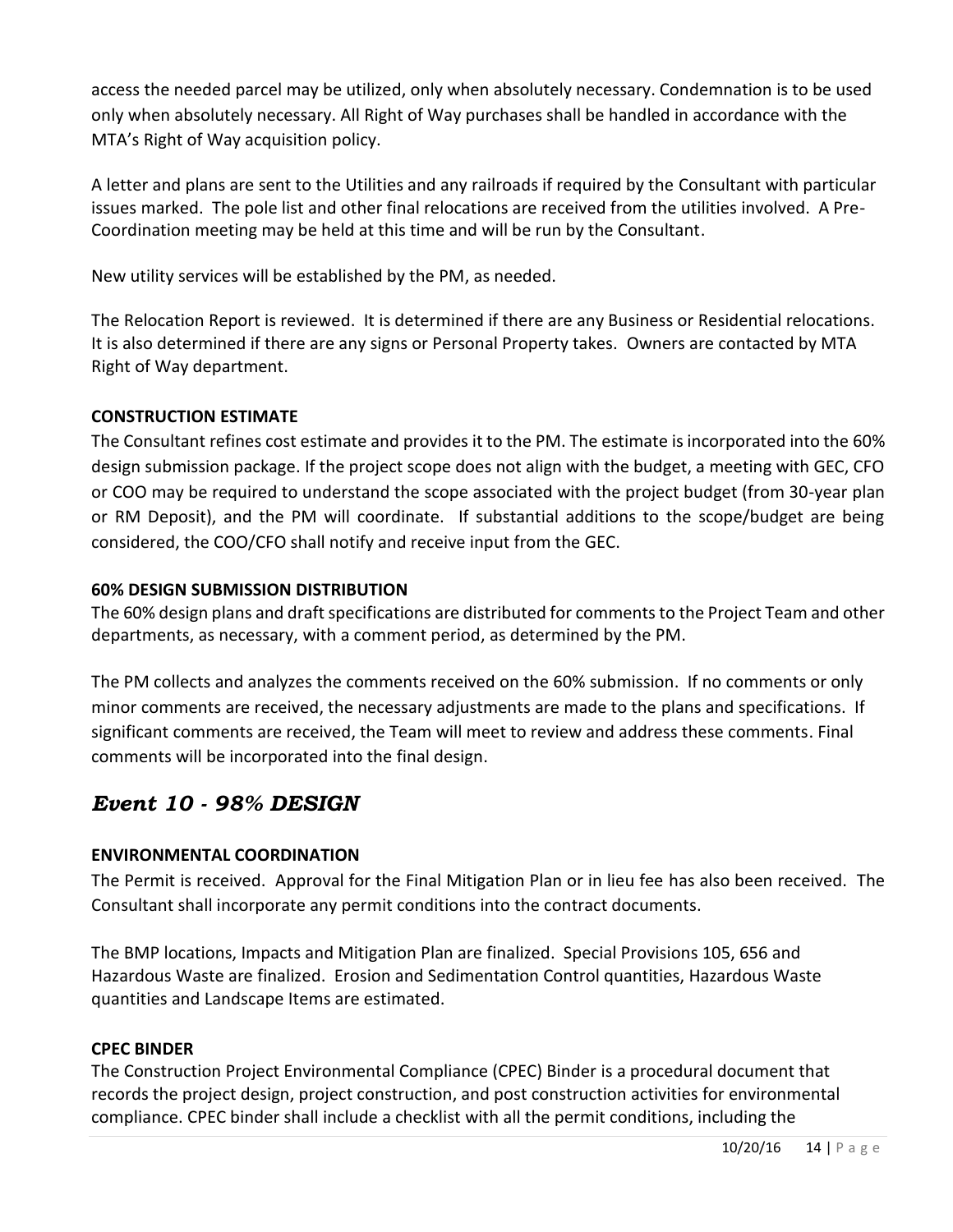access the needed parcel may be utilized, only when absolutely necessary. Condemnation is to be used only when absolutely necessary. All Right of Way purchases shall be handled in accordance with the MTA's Right of Way acquisition policy.

A letter and plans are sent to the Utilities and any railroads if required by the Consultant with particular issues marked. The pole list and other final relocations are received from the utilities involved. A Pre-Coordination meeting may be held at this time and will be run by the Consultant.

New utility services will be established by the PM, as needed.

The Relocation Report is reviewed. It is determined if there are any Business or Residential relocations. It is also determined if there are any signs or Personal Property takes. Owners are contacted by MTA Right of Way department.

**CONSTRUCTION ESTIMATE**

The Consultant refines cost estimate and provides it to the PM. The estimate is incorporated into the 60% design submission package. If the project scope does not align with the budget, a meeting with GEC, CFO or COO may be required to understand the scope associated with the project budget (from 30-year plan or RM Deposit), and the PM will coordinate. If substantial additions to the scope/budget are being considered, the COO/CFO shall notify and receive input from the GEC.

**60% DESIGN SUBMISSION DISTRIBUTION**

The 60% design plans and draft specifications are distributed for comments to the Project Team and other departments, as necessary, with a comment period, as determined by the PM.

The PM collects and analyzes the comments received on the 60% submission. If no comments or only minor comments are received, the necessary adjustments are made to the plans and specifications. If significant comments are received, the Team will meet to review and address these comments. Final comments will be incorporated into the final design.

## *Event 10 - 98% DESIGN*

**ENVIRONMENTAL COORDINATION**

The Permit is received. Approval for the Final Mitigation Plan or in lieu fee has also been received. The Consultant shall incorporate any permit conditions into the contract documents.

The BMP locations, Impacts and Mitigation Plan are finalized. Special Provisions 105, 656 and Hazardous Waste are finalized. Erosion and Sedimentation Control quantities, Hazardous Waste quantities and Landscape Items are estimated.

**CPEC BINDER**

The Construction Project Environmental Compliance (CPEC) Binder is a procedural document that records the project design, project construction, and post construction activities for environmental compliance. CPEC binder shall include a checklist with all the permit conditions, including the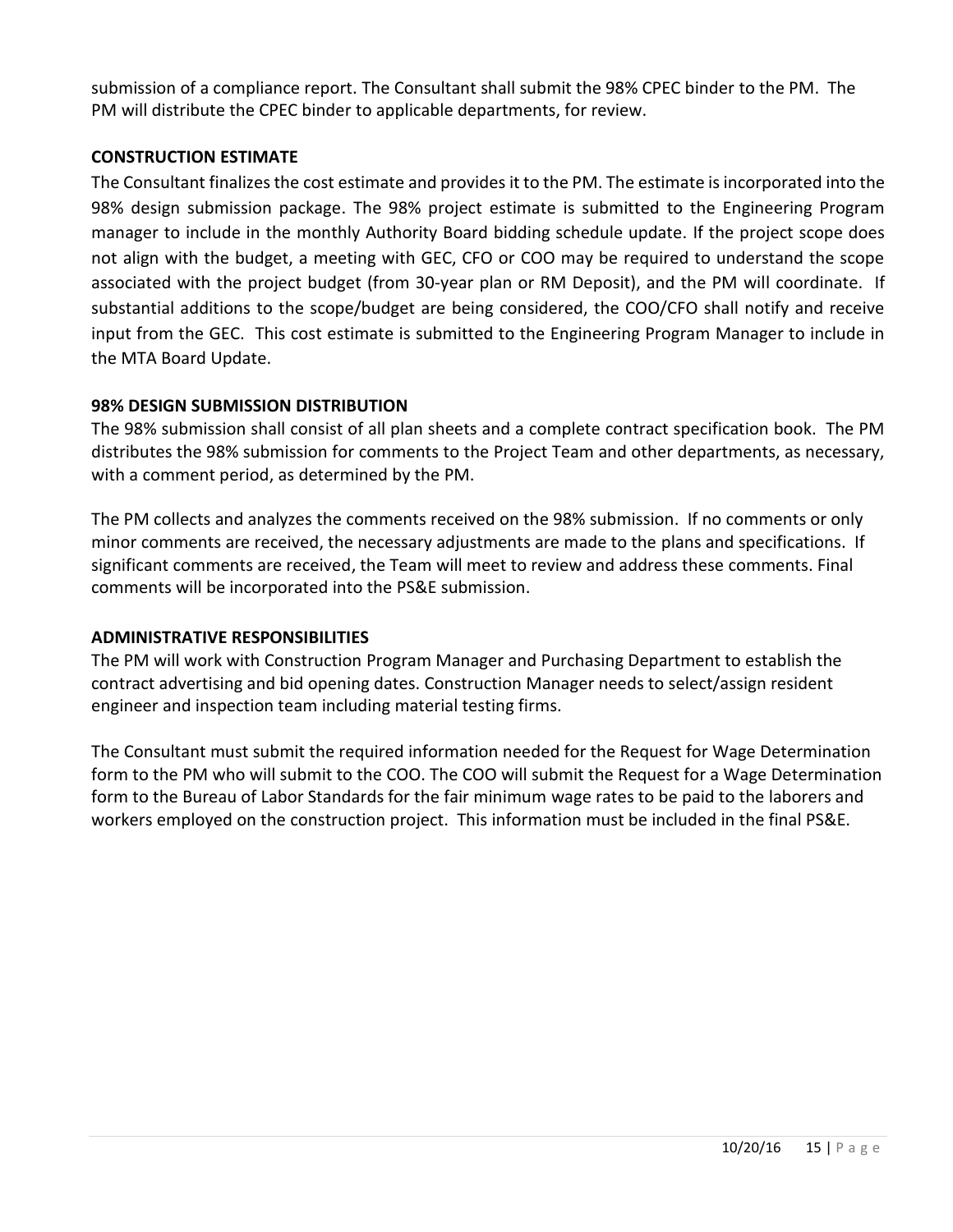submission of a compliance report. The Consultant shall submit the 98% CPEC binder to the PM. The PM will distribute the CPEC binder to applicable departments, for review.

**CONSTRUCTION ESTIMATE**

The Consultant finalizes the cost estimate and provides it to the PM. The estimate is incorporated into the 98% design submission package. The 98% project estimate is submitted to the Engineering Program manager to include in the monthly Authority Board bidding schedule update. If the project scope does not align with the budget, a meeting with GEC, CFO or COO may be required to understand the scope associated with the project budget (from 30-year plan or RM Deposit), and the PM will coordinate. If substantial additions to the scope/budget are being considered, the COO/CFO shall notify and receive input from the GEC. This cost estimate is submitted to the Engineering Program Manager to include in the MTA Board Update.

**98% DESIGN SUBMISSION DISTRIBUTION**

The 98% submission shall consist of all plan sheets and a complete contract specification book. The PM distributes the 98% submission for comments to the Project Team and other departments, as necessary, with a comment period, as determined by the PM.

The PM collects and analyzes the comments received on the 98% submission. If no comments or only minor comments are received, the necessary adjustments are made to the plans and specifications. If significant comments are received, the Team will meet to review and address these comments. Final comments will be incorporated into the PS&E submission.

**ADMINISTRATIVE RESPONSIBILITIES**

The PM will work with Construction Program Manager and Purchasing Department to establish the contract advertising and bid opening dates. Construction Manager needs to select/assign resident engineer and inspection team including material testing firms.

The Consultant must submit the required information needed for the Request for Wage Determination form to the PM who will submit to the COO. The COO will submit the Request for a Wage Determination form to the Bureau of Labor Standards for the fair minimum wage rates to be paid to the laborers and workers employed on the construction project. This information must be included in the final PS&E.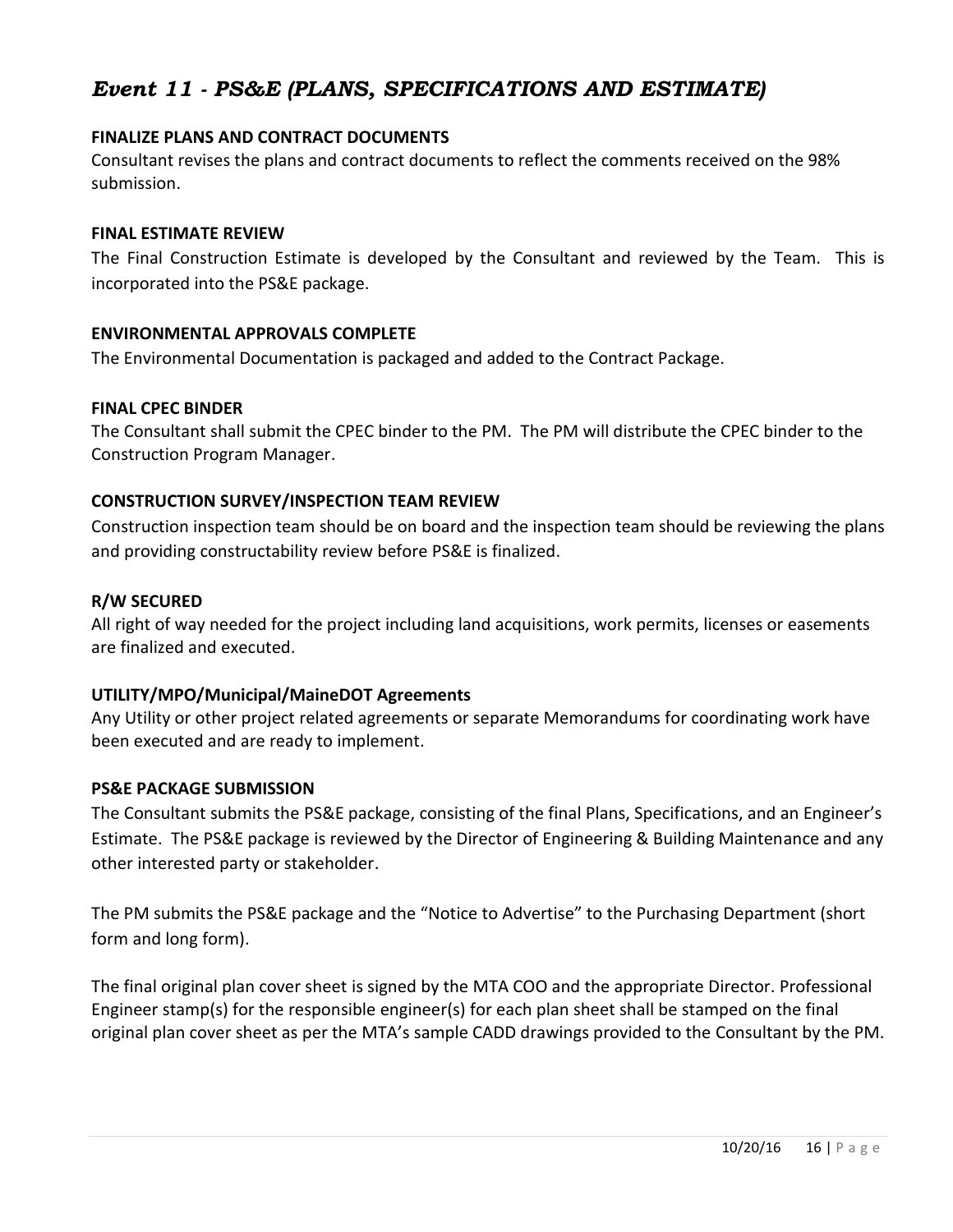## *Event 11 - PS&E (PLANS, SPECIFICATIONS AND ESTIMATE)*

### FINALIZE PLANS AND CONTRACT DOCUMENTS

Consultant revises the plans and contract documents to reflect the comments received on the 98% submission.

### FINAL ESTIMATE REVIEW

The Final Construction Estimate is developed by the Consultant and reviewed by the Team. This is incorporated into the PS&E package.

### ENVIRONMENTAL APPROVALS COMPLETE

The Environmental Documentation is packaged and added to the Contract Package.

### FINAL CPEC BINDER

The Consultant shall submit the CPEC binder to the PM. The PM will distribute the CPEC binder to the Construction Program Manager.

### CONSTRUCTION SURVEY/INSPECTION TEAM REVIEW

Construction inspection team should be on board and the inspection team should be reviewing the plans and providing constructability review before PS&E is finalized.

### R/W SECURED

All right of way needed for the project including land acquisitions, work permits, licenses or easements are finalized and executed.

### UTILITY/MPO/Municipal/MaineDOT Agreements

Any Utility or other project related agreements or separate Memorandums for coordinating work have been executed and are ready to implement.

### PS&E PACKAGE SUBMISSION

The Consultant submits the PS&E package, consisting of the final Plans, Specifications, and an Engineer's Estimate. The PS&E package is reviewed by the Director of Engineering & Building Maintenance and any other interested party or stakeholder.

The PM submits the PS&E package and the "Notice to Advertise" to the Purchasing Department (short form and long form).

The final original plan cover sheet is signed by the MTA COO and the appropriate Director. Professional Engineer stamp(s) for the responsible engineer(s) for each plan sheet shall be stamped on the final original plan cover sheet as per the MTA's sample CADD drawings provided to the Consultant by the PM.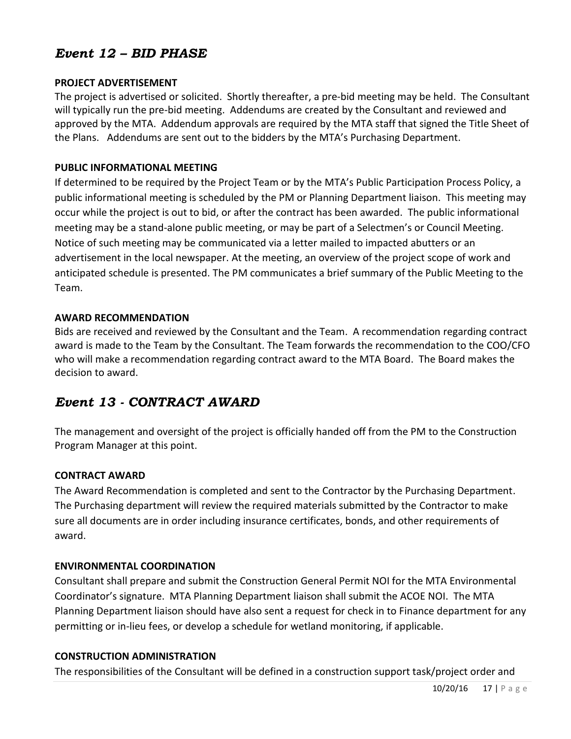## *Event 12 – BID PHASE*

**PROJECT ADVERTISEMENT**

The project is advertised or solicited. Shortly thereafter, a pre-bid meeting may be held. The Consultant will typically run the pre-bid meeting. Addendums are created by the Consultant and reviewed and approved by the MTA. Addendum approvals are required by the MTA staff that signed the Title Sheet of the Plans. Addendums are sent out to the bidders by the MTA's Purchasing Department.

**PUBLIC INFORMATIONAL MEETING**

If determined to be required by the Project Team or by the MTA's Public Participation Process Policy, a public informational meeting is scheduled by the PM or Planning Department liaison. This meeting may occur while the project is out to bid, or after the contract has been awarded. The public informational meeting may be a stand-alone public meeting, or may be part of a Selectmen's or Council Meeting. Notice of such meeting may be communicated via a letter mailed to impacted abutters or an advertisement in the local newspaper. At the meeting, an overview of the project scope of work and anticipated schedule is presented. The PM communicates a brief summary of the Public Meeting to the Team.

**AWARD RECOMMENDATION**

Bids are received and reviewed by the Consultant and the Team. A recommendation regarding contract award is made to the Team by the Consultant. The Team forwards the recommendation to the COO/CFO who will make a recommendation regarding contract award to the MTA Board. The Board makes the decision to award.

## *Event 13 - CONTRACT AWARD*

The management and oversight of the project is officially handed off from the PM to the Construction Program Manager at this point.

**CONTRACT AWARD**

The Award Recommendation is completed and sent to the Contractor by the Purchasing Department. The Purchasing department will review the required materials submitted by the Contractor to make sure all documents are in order including insurance certificates, bonds, and other requirements of award.

**ENVIRONMENTAL COORDINATION**

Consultant shall prepare and submit the Construction General Permit NOI for the MTA Environmental Coordinator's signature. MTA Planning Department liaison shall submit the ACOE NOI. The MTA Planning Department liaison should have also sent a request for check in to Finance department for any permitting or in-lieu fees, or develop a schedule for wetland monitoring, if applicable.

**CONSTRUCTION ADMINISTRATION**

The responsibilities of the Consultant will be defined in a construction support task/project order and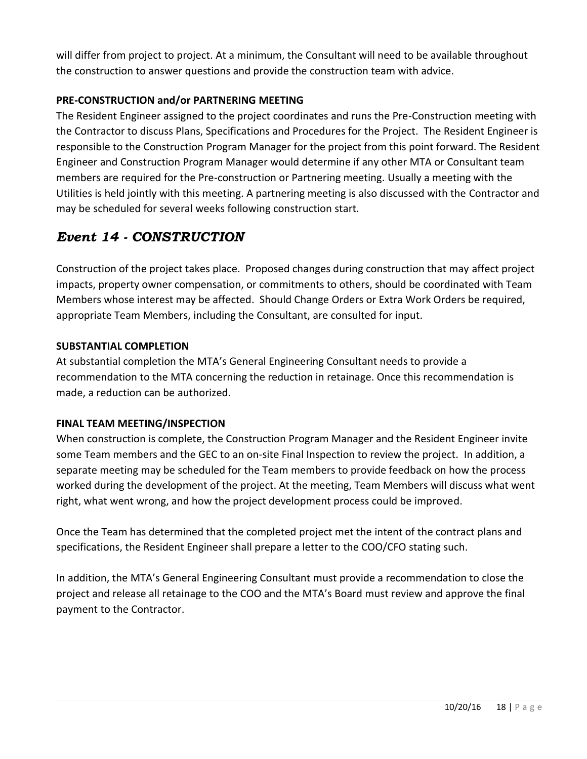will differ from project to project. At a minimum, the Consultant will need to be available throughout the construction to answer questions and provide the construction team with advice.

**PRE-CONSTRUCTION and/or PARTNERING MEETING**

The Resident Engineer assigned to the project coordinates and runs the Pre-Construction meeting with the Contractor to discuss Plans, Specifications and Procedures for the Project. The Resident Engineer is responsible to the Construction Program Manager for the project from this point forward. The Resident Engineer and Construction Program Manager would determine if any other MTA or Consultant team members are required for the Pre-construction or Partnering meeting. Usually a meeting with the Utilities is held jointly with this meeting. A partnering meeting is also discussed with the Contractor and may be scheduled for several weeks following construction start.

## *Event 14 - CONSTRUCTION*

Construction of the project takes place. Proposed changes during construction that may affect project impacts, property owner compensation, or commitments to others, should be coordinated with Team Members whose interest may be affected. Should Change Orders or Extra Work Orders be required, appropriate Team Members, including the Consultant, are consulted for input.

**SUBSTANTIAL COMPLETION**

At substantial completion the MTA's General Engineering Consultant needs to provide a recommendation to the MTA concerning the reduction in retainage. Once this recommendation is made, a reduction can be authorized.

**FINAL TEAM MEETING/INSPECTION**

When construction is complete, the Construction Program Manager and the Resident Engineer invite some Team members and the GEC to an on-site Final Inspection to review the project. In addition, a separate meeting may be scheduled for the Team members to provide feedback on how the process worked during the development of the project. At the meeting, Team Members will discuss what went right, what went wrong, and how the project development process could be improved.

Once the Team has determined that the completed project met the intent of the contract plans and specifications, the Resident Engineer shall prepare a letter to the COO/CFO stating such.

In addition, the MTA's General Engineering Consultant must provide a recommendation to close the project and release all retainage to the COO and the MTA's Board must review and approve the final payment to the Contractor.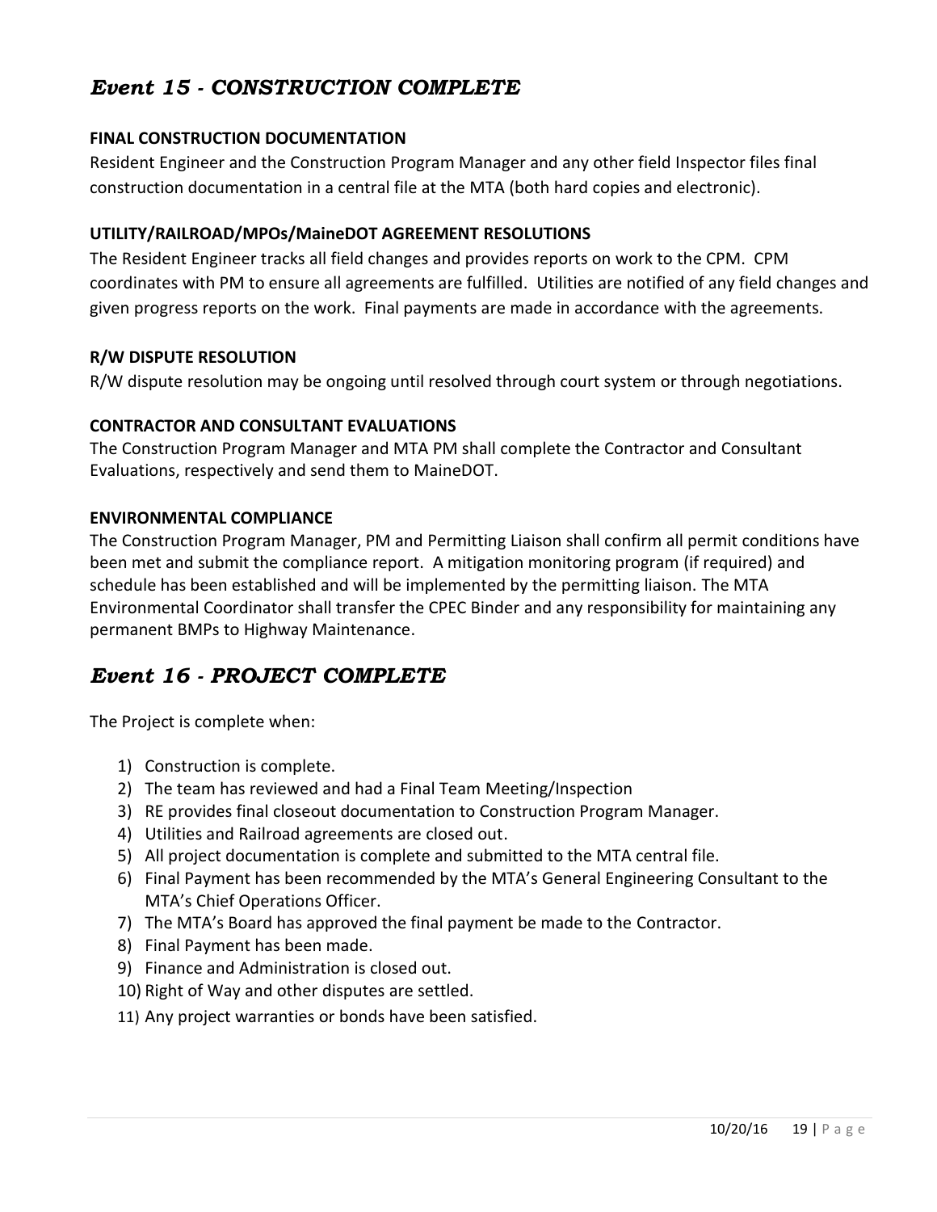## *Event 15 - CONSTRUCTION COMPLETE*

**FINAL CONSTRUCTION DOCUMENTATION**

Resident Engineer and the Construction Program Manager and any other field Inspector files final construction documentation in a central file at the MTA (both hard copies and electronic).

**UTILITY/RAILROAD/MPOs/MaineDOT AGREEMENT RESOLUTIONS**

The Resident Engineer tracks all field changes and provides reports on work to the CPM. CPM coordinates with PM to ensure all agreements are fulfilled. Utilities are notified of any field changes and given progress reports on the work. Final payments are made in accordance with the agreements.

**R/W DISPUTE RESOLUTION**

R/W dispute resolution may be ongoing until resolved through court system or through negotiations.

**CONTRACTOR AND CONSULTANT EVALUATIONS**

The Construction Program Manager and MTA PM shall complete the Contractor and Consultant Evaluations, respectively and send them to MaineDOT.

**ENVIRONMENTAL COMPLIANCE**

The Construction Program Manager, PM and Permitting Liaison shall confirm all permit conditions have been met and submit the compliance report. A mitigation monitoring program (if required) and schedule has been established and will be implemented by the permitting liaison. The MTA Environmental Coordinator shall transfer the CPEC Binder and any responsibility for maintaining any permanent BMPs to Highway Maintenance.

## *Event 16 - PROJECT COMPLETE*

The Project is complete when:

1) Construction is complete.
2) The team has reviewed and had a Final Team Meeting/Inspection
3) RE provides final closeout documentation to Construction Program Manager.
4) Utilities and Railroad agreements are closed out.
5) All project documentation is complete and submitted to the MTA central file.
6) Final Payment has been recommended by the MTA's General Engineering Consultant to the MTA's Chief Operations Officer.
7) The MTA's Board has approved the final payment be made to the Contractor.
8) Final Payment has been made.
9) Finance and Administration is closed out.
10) Right of Way and other disputes are settled.
11) Any project warranties or bonds have been satisfied.